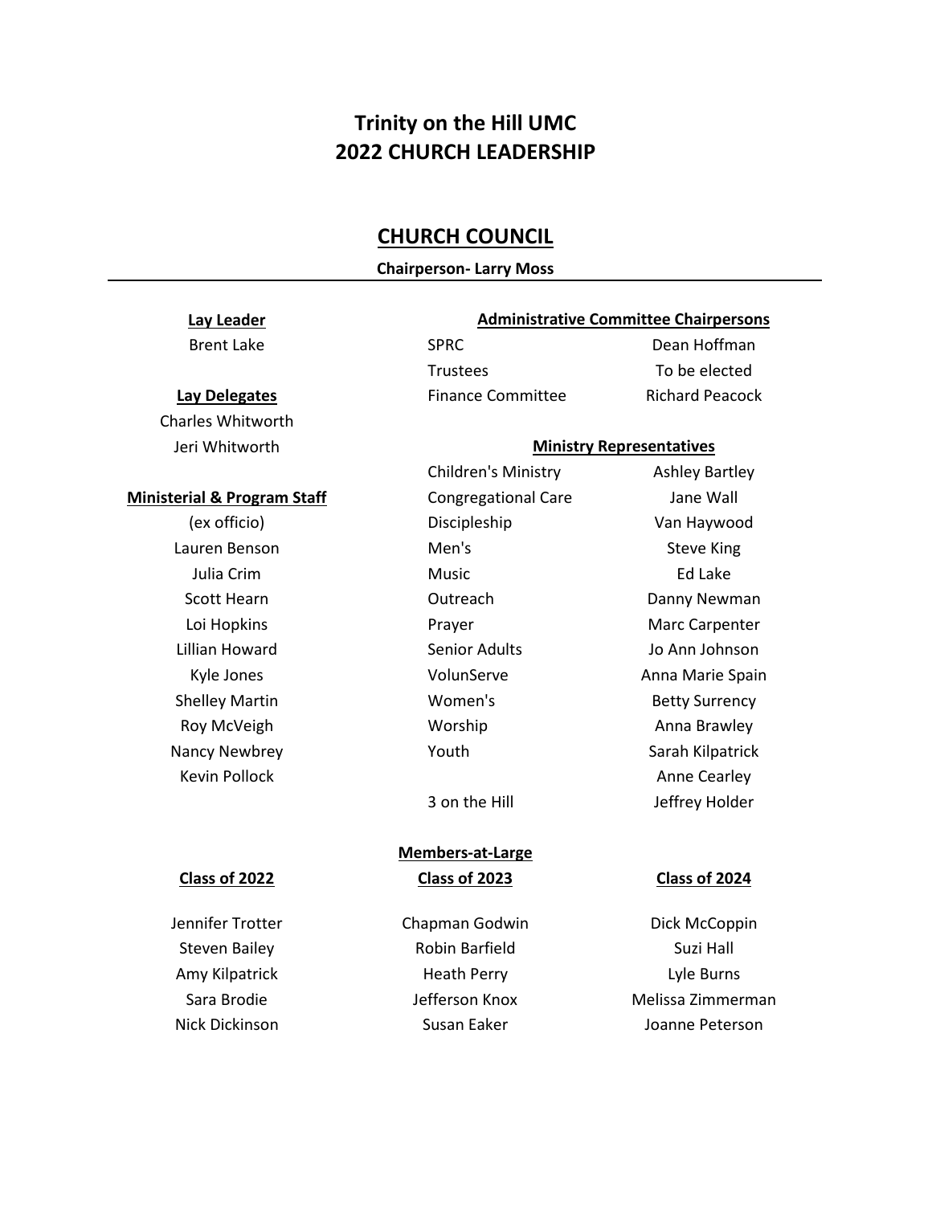# Trinity on the Hill UMC
# 2022 CHURCH LEADERSHIP

## CHURCH COUNCIL

**Chairperson- Larry Moss**

---

**Lay Leader**

Brent Lake

**Lay Delegates**

Charles Whitworth
Jeri Whitworth

**Ministerial & Program Staff**

(ex officio)
Lauren Benson
Julia Crim
Scott Hearn
Loi Hopkins
Lillian Howard
Kyle Jones
Shelley Martin
Roy McVeigh
Nancy Newbrey
Kevin Pollock

**Administrative Committee Chairpersons**

| | |
|---|---|
| SPRC | Dean Hoffman |
| Trustees | To be elected |
| Finance Committee | Richard Peacock |

**Ministry Representatives**

| | |
|---|---|
| Children's Ministry | Ashley Bartley |
| Congregational Care | Jane Wall |
| Discipleship | Van Haywood |
| Men's | Steve King |
| Music | Ed Lake |
| Outreach | Danny Newman |
| Prayer | Marc Carpenter |
| Senior Adults | Jo Ann Johnson |
| VolunServe | Anna Marie Spain |
| Women's | Betty Surrency |
| Worship | Anna Brawley |
| Youth | Sarah Kilpatrick |
| | Anne Cearley |
| 3 on the Hill | Jeffrey Holder |

**Members-at-Large**

| Class of 2022 | Class of 2023 | Class of 2024 |
|---|---|---|
| Jennifer Trotter | Chapman Godwin | Dick McCoppin |
| Steven Bailey | Robin Barfield | Suzi Hall |
| Amy Kilpatrick | Heath Perry | Lyle Burns |
| Sara Brodie | Jefferson Knox | Melissa Zimmerman |
| Nick Dickinson | Susan Eaker | Joanne Peterson |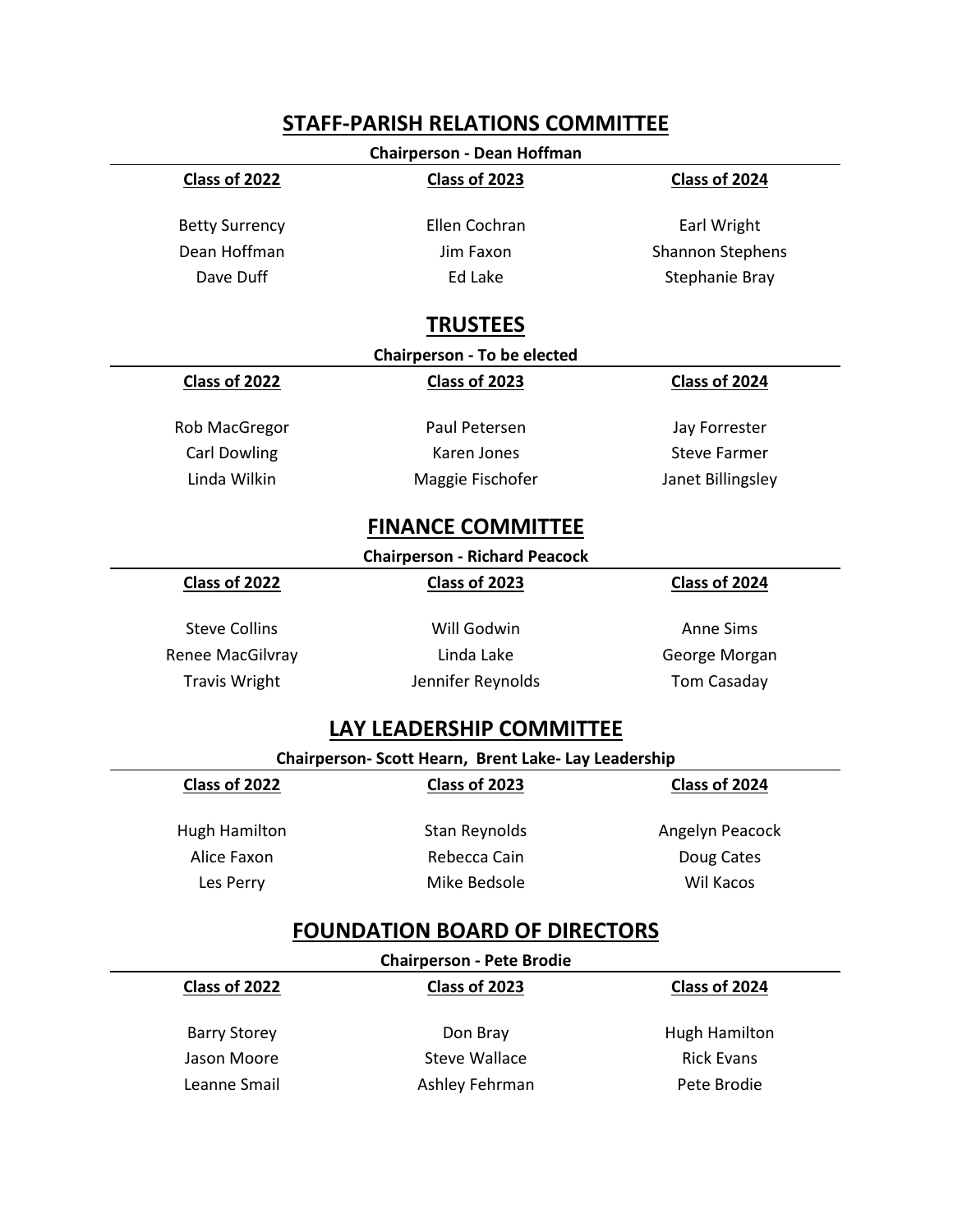## STAFF-PARISH RELATIONS COMMITTEE

**Chairperson - Dean Hoffman**

| Class of 2022 | Class of 2023 | Class of 2024 |
|---|---|---|
| Betty Surrency | Ellen Cochran | Earl Wright |
| Dean Hoffman | Jim Faxon | Shannon Stephens |
| Dave Duff | Ed Lake | Stephanie Bray |

## TRUSTEES

**Chairperson - To be elected**

| Class of 2022 | Class of 2023 | Class of 2024 |
|---|---|---|
| Rob MacGregor | Paul Petersen | Jay Forrester |
| Carl Dowling | Karen Jones | Steve Farmer |
| Linda Wilkin | Maggie Fischofer | Janet Billingsley |

## FINANCE COMMITTEE

**Chairperson - Richard Peacock**

| Class of 2022 | Class of 2023 | Class of 2024 |
|---|---|---|
| Steve Collins | Will Godwin | Anne Sims |
| Renee MacGilvray | Linda Lake | George Morgan |
| Travis Wright | Jennifer Reynolds | Tom Casaday |

## LAY LEADERSHIP COMMITTEE

**Chairperson- Scott Hearn, Brent Lake- Lay Leadership**

| Class of 2022 | Class of 2023 | Class of 2024 |
|---|---|---|
| Hugh Hamilton | Stan Reynolds | Angelyn Peacock |
| Alice Faxon | Rebecca Cain | Doug Cates |
| Les Perry | Mike Bedsole | Wil Kacos |

## FOUNDATION BOARD OF DIRECTORS

**Chairperson - Pete Brodie**

| Class of 2022 | Class of 2023 | Class of 2024 |
|---|---|---|
| Barry Storey | Don Bray | Hugh Hamilton |
| Jason Moore | Steve Wallace | Rick Evans |
| Leanne Smail | Ashley Fehrman | Pete Brodie |